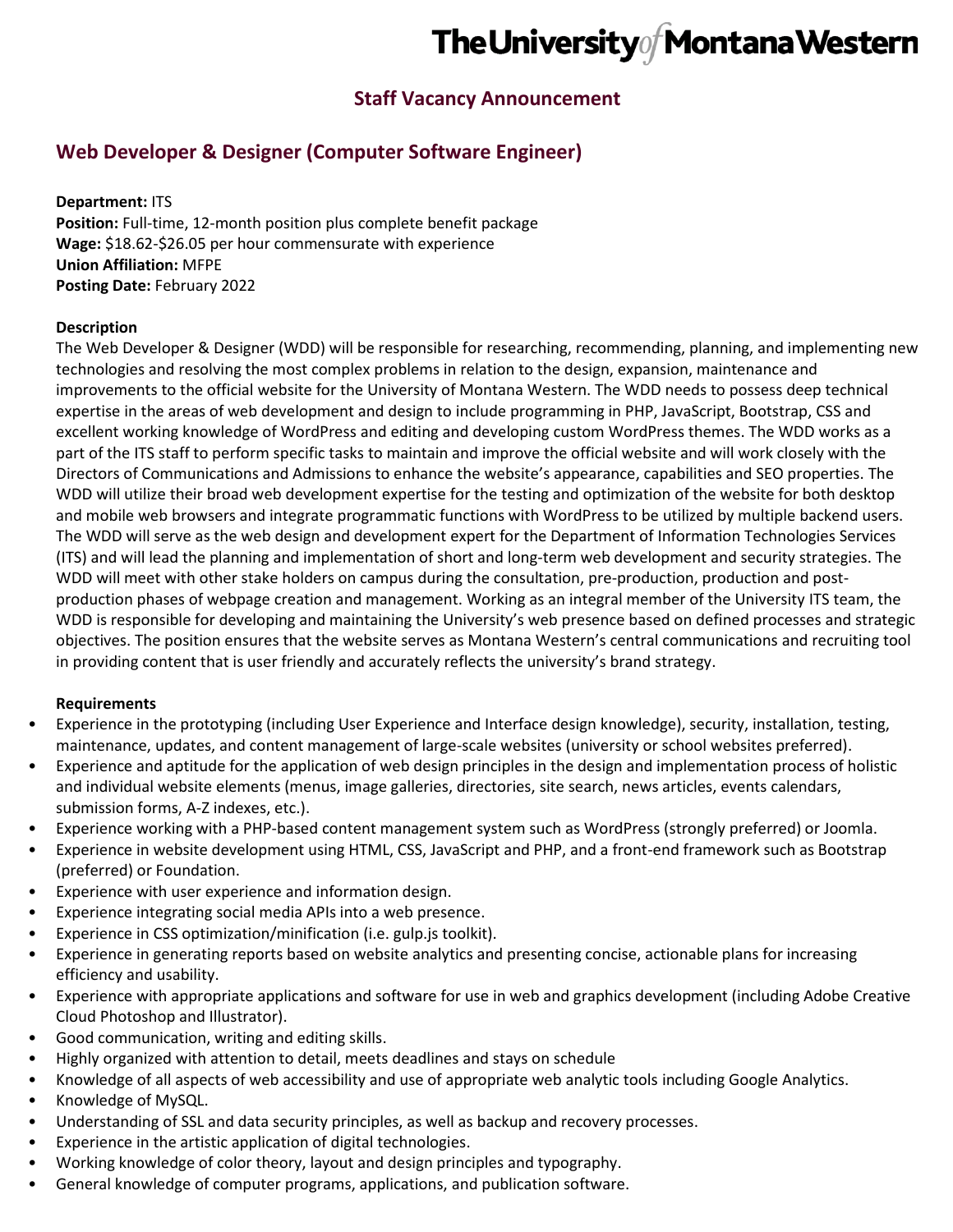# The University of Montana Western

## Staff Vacancy Announcement

## Web Developer & Designer (Computer Software Engineer)

**Department:** ITS
**Position:** Full-time, 12-month position plus complete benefit package
**Wage:** $18.62-$26.05 per hour commensurate with experience
**Union Affiliation:** MFPE
**Posting Date:** February 2022

**Description**

The Web Developer & Designer (WDD) will be responsible for researching, recommending, planning, and implementing new technologies and resolving the most complex problems in relation to the design, expansion, maintenance and improvements to the official website for the University of Montana Western. The WDD needs to possess deep technical expertise in the areas of web development and design to include programming in PHP, JavaScript, Bootstrap, CSS and excellent working knowledge of WordPress and editing and developing custom WordPress themes. The WDD works as a part of the ITS staff to perform specific tasks to maintain and improve the official website and will work closely with the Directors of Communications and Admissions to enhance the website's appearance, capabilities and SEO properties. The WDD will utilize their broad web development expertise for the testing and optimization of the website for both desktop and mobile web browsers and integrate programmatic functions with WordPress to be utilized by multiple backend users. The WDD will serve as the web design and development expert for the Department of Information Technologies Services (ITS) and will lead the planning and implementation of short and long-term web development and security strategies. The WDD will meet with other stake holders on campus during the consultation, pre-production, production and post-production phases of webpage creation and management. Working as an integral member of the University ITS team, the WDD is responsible for developing and maintaining the University's web presence based on defined processes and strategic objectives. The position ensures that the website serves as Montana Western's central communications and recruiting tool in providing content that is user friendly and accurately reflects the university's brand strategy.

**Requirements**

- Experience in the prototyping (including User Experience and Interface design knowledge), security, installation, testing, maintenance, updates, and content management of large-scale websites (university or school websites preferred).
- Experience and aptitude for the application of web design principles in the design and implementation process of holistic and individual website elements (menus, image galleries, directories, site search, news articles, events calendars, submission forms, A-Z indexes, etc.).
- Experience working with a PHP-based content management system such as WordPress (strongly preferred) or Joomla.
- Experience in website development using HTML, CSS, JavaScript and PHP, and a front-end framework such as Bootstrap (preferred) or Foundation.
- Experience with user experience and information design.
- Experience integrating social media APIs into a web presence.
- Experience in CSS optimization/minification (i.e. gulp.js toolkit).
- Experience in generating reports based on website analytics and presenting concise, actionable plans for increasing efficiency and usability.
- Experience with appropriate applications and software for use in web and graphics development (including Adobe Creative Cloud Photoshop and Illustrator).
- Good communication, writing and editing skills.
- Highly organized with attention to detail, meets deadlines and stays on schedule
- Knowledge of all aspects of web accessibility and use of appropriate web analytic tools including Google Analytics.
- Knowledge of MySQL.
- Understanding of SSL and data security principles, as well as backup and recovery processes.
- Experience in the artistic application of digital technologies.
- Working knowledge of color theory, layout and design principles and typography.
- General knowledge of computer programs, applications, and publication software.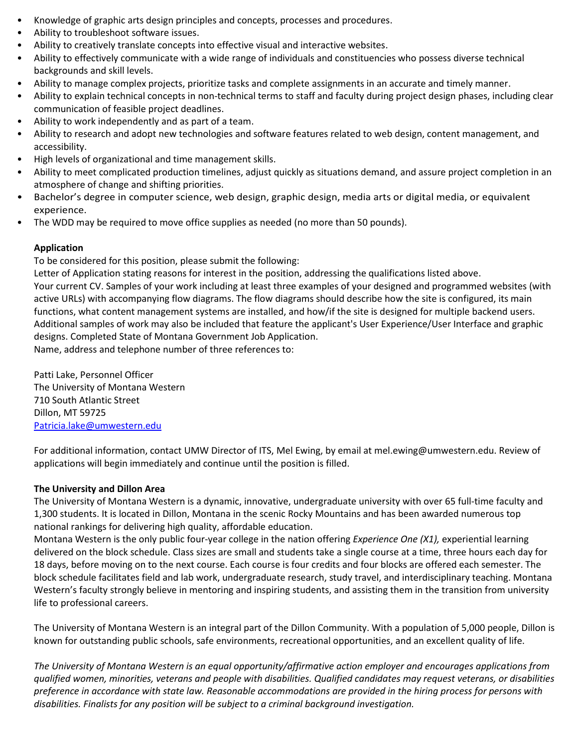- Knowledge of graphic arts design principles and concepts, processes and procedures.
- Ability to troubleshoot software issues.
- Ability to creatively translate concepts into effective visual and interactive websites.
- Ability to effectively communicate with a wide range of individuals and constituencies who possess diverse technical backgrounds and skill levels.
- Ability to manage complex projects, prioritize tasks and complete assignments in an accurate and timely manner.
- Ability to explain technical concepts in non-technical terms to staff and faculty during project design phases, including clear communication of feasible project deadlines.
- Ability to work independently and as part of a team.
- Ability to research and adopt new technologies and software features related to web design, content management, and accessibility.
- High levels of organizational and time management skills.
- Ability to meet complicated production timelines, adjust quickly as situations demand, and assure project completion in an atmosphere of change and shifting priorities.
- Bachelor's degree in computer science, web design, graphic design, media arts or digital media, or equivalent experience.
- The WDD may be required to move office supplies as needed (no more than 50 pounds).

**Application**

To be considered for this position, please submit the following:

Letter of Application stating reasons for interest in the position, addressing the qualifications listed above.

Your current CV. Samples of your work including at least three examples of your designed and programmed websites (with active URLs) with accompanying flow diagrams. The flow diagrams should describe how the site is configured, its main functions, what content management systems are installed, and how/if the site is designed for multiple backend users. Additional samples of work may also be included that feature the applicant's User Experience/User Interface and graphic designs. Completed State of Montana Government Job Application.

Name, address and telephone number of three references to:

Patti Lake, Personnel Officer
The University of Montana Western
710 South Atlantic Street
Dillon, MT 59725
Patricia.lake@umwestern.edu

For additional information, contact UMW Director of ITS, Mel Ewing, by email at mel.ewing@umwestern.edu. Review of applications will begin immediately and continue until the position is filled.

**The University and Dillon Area**

The University of Montana Western is a dynamic, innovative, undergraduate university with over 65 full-time faculty and 1,300 students. It is located in Dillon, Montana in the scenic Rocky Mountains and has been awarded numerous top national rankings for delivering high quality, affordable education.

Montana Western is the only public four-year college in the nation offering *Experience One (X1),* experiential learning delivered on the block schedule. Class sizes are small and students take a single course at a time, three hours each day for 18 days, before moving on to the next course. Each course is four credits and four blocks are offered each semester. The block schedule facilitates field and lab work, undergraduate research, study travel, and interdisciplinary teaching. Montana Western's faculty strongly believe in mentoring and inspiring students, and assisting them in the transition from university life to professional careers.

The University of Montana Western is an integral part of the Dillon Community. With a population of 5,000 people, Dillon is known for outstanding public schools, safe environments, recreational opportunities, and an excellent quality of life.

*The University of Montana Western is an equal opportunity/affirmative action employer and encourages applications from qualified women, minorities, veterans and people with disabilities. Qualified candidates may request veterans, or disabilities preference in accordance with state law. Reasonable accommodations are provided in the hiring process for persons with disabilities. Finalists for any position will be subject to a criminal background investigation.*